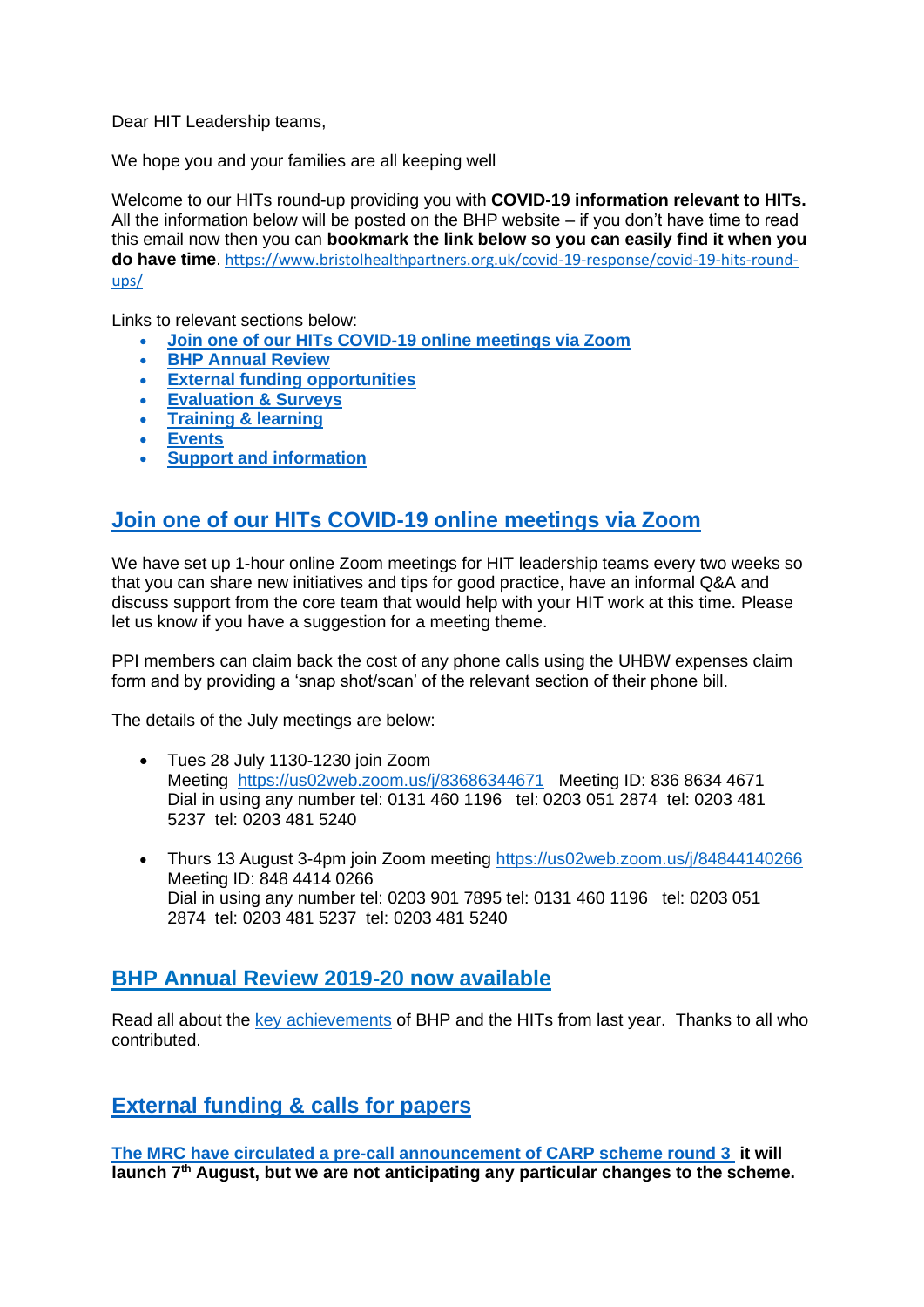Dear HIT Leadership teams,

We hope you and your families are all keeping well

Welcome to our HITs round-up providing you with **COVID-19 information relevant to HITs.** All the information below will be posted on the BHP website – if you don't have time to read this email now then you can **bookmark the link below so you can easily find it when you do have time**. https://www.bristolhealthpartners.org.uk/covid-19-response/covid-19-hits-round-ups/

Links to relevant sections below:

- **Join one of our HITs COVID-19 online meetings via Zoom**
- **BHP Annual Review**
- **External funding opportunities**
- **Evaluation & Surveys**
- **Training & learning**
- **Events**
- **Support and information**

## Join one of our HITs COVID-19 online meetings via Zoom

We have set up 1-hour online Zoom meetings for HIT leadership teams every two weeks so that you can share new initiatives and tips for good practice, have an informal Q&A and discuss support from the core team that would help with your HIT work at this time. Please let us know if you have a suggestion for a meeting theme.

PPI members can claim back the cost of any phone calls using the UHBW expenses claim form and by providing a 'snap shot/scan' of the relevant section of their phone bill.

The details of the July meetings are below:

- Tues 28 July 1130-1230 join Zoom Meeting https://us02web.zoom.us/j/83686344671 Meeting ID: 836 8634 4671 Dial in using any number tel: 0131 460 1196 tel: 0203 051 2874 tel: 0203 481 5237 tel: 0203 481 5240

- Thurs 13 August 3-4pm join Zoom meeting https://us02web.zoom.us/j/84844140266 Meeting ID: 848 4414 0266 Dial in using any number tel: 0203 901 7895 tel: 0131 460 1196 tel: 0203 051 2874 tel: 0203 481 5237 tel: 0203 481 5240

## BHP Annual Review 2019-20 now available

Read all about the key achievements of BHP and the HITs from last year. Thanks to all who contributed.

## External funding & calls for papers

**The MRC have circulated a pre-call announcement of CARP scheme round 3 it will launch 7th August, but we are not anticipating any particular changes to the scheme.**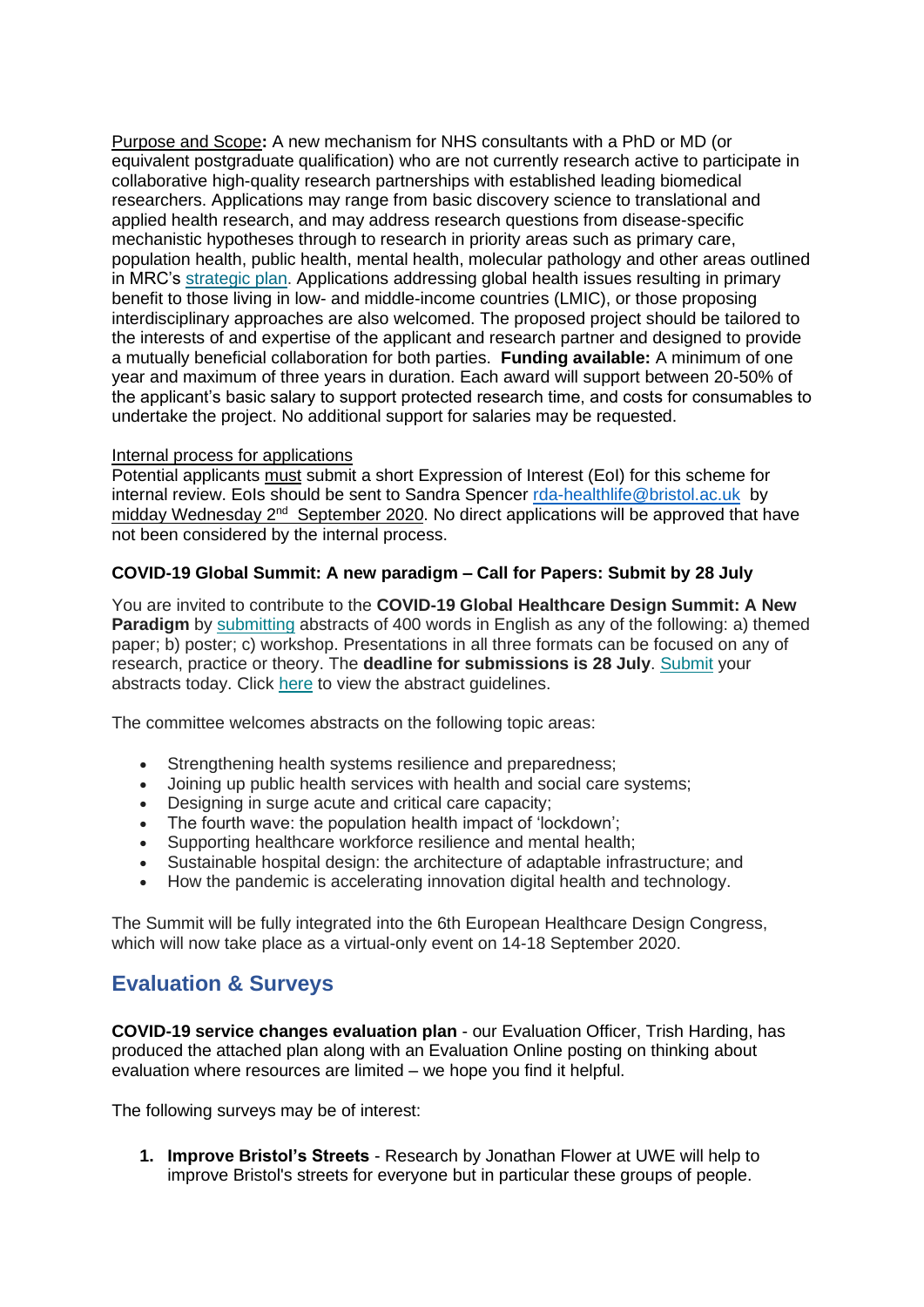Purpose and Scope**:** A new mechanism for NHS consultants with a PhD or MD (or equivalent postgraduate qualification) who are not currently research active to participate in collaborative high-quality research partnerships with established leading biomedical researchers. Applications may range from basic discovery science to translational and applied health research, and may address research questions from disease-specific mechanistic hypotheses through to research in priority areas such as primary care, population health, public health, mental health, molecular pathology and other areas outlined in MRC's strategic plan. Applications addressing global health issues resulting in primary benefit to those living in low- and middle-income countries (LMIC), or those proposing interdisciplinary approaches are also welcomed. The proposed project should be tailored to the interests of and expertise of the applicant and research partner and designed to provide a mutually beneficial collaboration for both parties. **Funding available:** A minimum of one year and maximum of three years in duration. Each award will support between 20-50% of the applicant's basic salary to support protected research time, and costs for consumables to undertake the project. No additional support for salaries may be requested.

Internal process for applications
Potential applicants must submit a short Expression of Interest (EoI) for this scheme for internal review. EoIs should be sent to Sandra Spencer rda-healthlife@bristol.ac.uk by midday Wednesday 2nd September 2020. No direct applications will be approved that have not been considered by the internal process.

**COVID-19 Global Summit: A new paradigm – Call for Papers: Submit by 28 July**

You are invited to contribute to the **COVID-19 Global Healthcare Design Summit: A New Paradigm** by submitting abstracts of 400 words in English as any of the following: a) themed paper; b) poster; c) workshop. Presentations in all three formats can be focused on any of research, practice or theory. The **deadline for submissions is 28 July**. Submit your abstracts today. Click here to view the abstract guidelines.

The committee welcomes abstracts on the following topic areas:

- Strengthening health systems resilience and preparedness;
- Joining up public health services with health and social care systems;
- Designing in surge acute and critical care capacity;
- The fourth wave: the population health impact of 'lockdown';
- Supporting healthcare workforce resilience and mental health;
- Sustainable hospital design: the architecture of adaptable infrastructure; and
- How the pandemic is accelerating innovation digital health and technology.

The Summit will be fully integrated into the 6th European Healthcare Design Congress, which will now take place as a virtual-only event on 14-18 September 2020.

## Evaluation & Surveys

**COVID-19 service changes evaluation plan** - our Evaluation Officer, Trish Harding, has produced the attached plan along with an Evaluation Online posting on thinking about evaluation where resources are limited – we hope you find it helpful.

The following surveys may be of interest:

1. **Improve Bristol's Streets** - Research by Jonathan Flower at UWE will help to improve Bristol's streets for everyone but in particular these groups of people.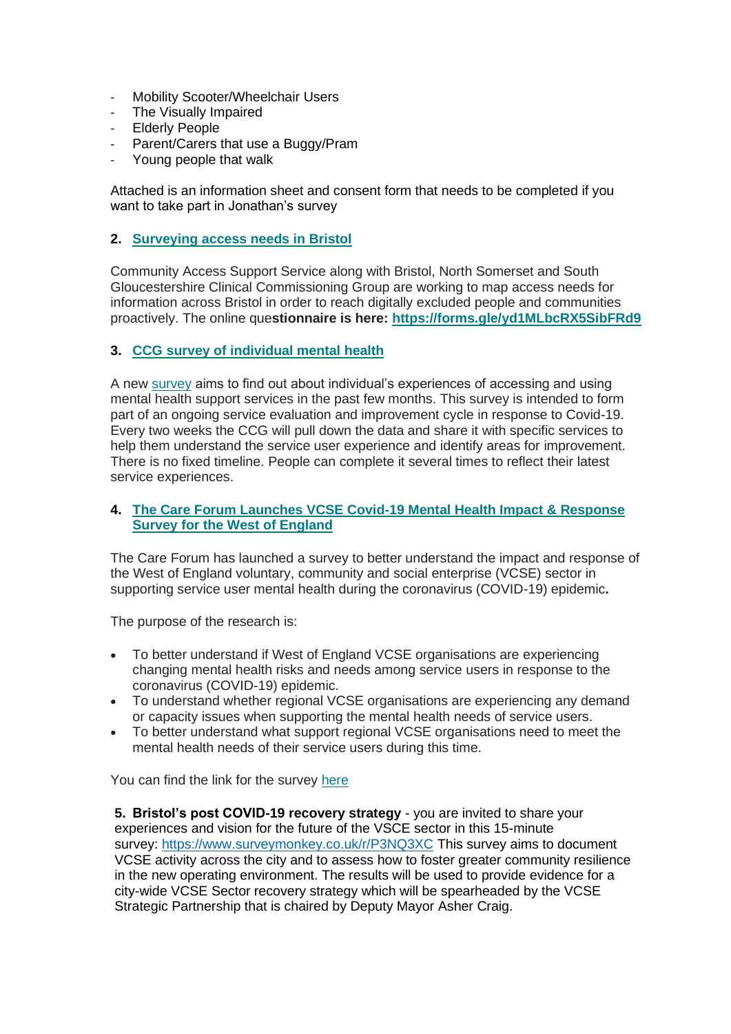- Mobility Scooter/Wheelchair Users
- The Visually Impaired
- Elderly People
- Parent/Carers that use a Buggy/Pram
- Young people that walk

Attached is an information sheet and consent form that needs to be completed if you want to take part in Jonathan's survey

**2. Surveying access needs in Bristol**

Community Access Support Service along with Bristol, North Somerset and South Gloucestershire Clinical Commissioning Group are working to map access needs for information across Bristol in order to reach digitally excluded people and communities proactively. The online que**stionnaire is here: https://forms.gle/yd1MLbcRX5SibFRd9**

**3. CCG survey of individual mental health**

A new survey aims to find out about individual's experiences of accessing and using mental health support services in the past few months. This survey is intended to form part of an ongoing service evaluation and improvement cycle in response to Covid-19. Every two weeks the CCG will pull down the data and share it with specific services to help them understand the service user experience and identify areas for improvement. There is no fixed timeline. People can complete it several times to reflect their latest service experiences.

**4. The Care Forum Launches VCSE Covid-19 Mental Health Impact & Response Survey for the West of England**

The Care Forum has launched a survey to better understand the impact and response of the West of England voluntary, community and social enterprise (VCSE) sector in supporting service user mental health during the coronavirus (COVID-19) epidemic**.**

The purpose of the research is:

- To better understand if West of England VCSE organisations are experiencing changing mental health risks and needs among service users in response to the coronavirus (COVID-19) epidemic.
- To understand whether regional VCSE organisations are experiencing any demand or capacity issues when supporting the mental health needs of service users.
- To better understand what support regional VCSE organisations need to meet the mental health needs of their service users during this time.

You can find the link for the survey here

**5. Bristol's post COVID-19 recovery strategy** - you are invited to share your experiences and vision for the future of the VSCE sector in this 15-minute survey: https://www.surveymonkey.co.uk/r/P3NQ3XC This survey aims to document VCSE activity across the city and to assess how to foster greater community resilience in the new operating environment. The results will be used to provide evidence for a city-wide VCSE Sector recovery strategy which will be spearheaded by the VCSE Strategic Partnership that is chaired by Deputy Mayor Asher Craig.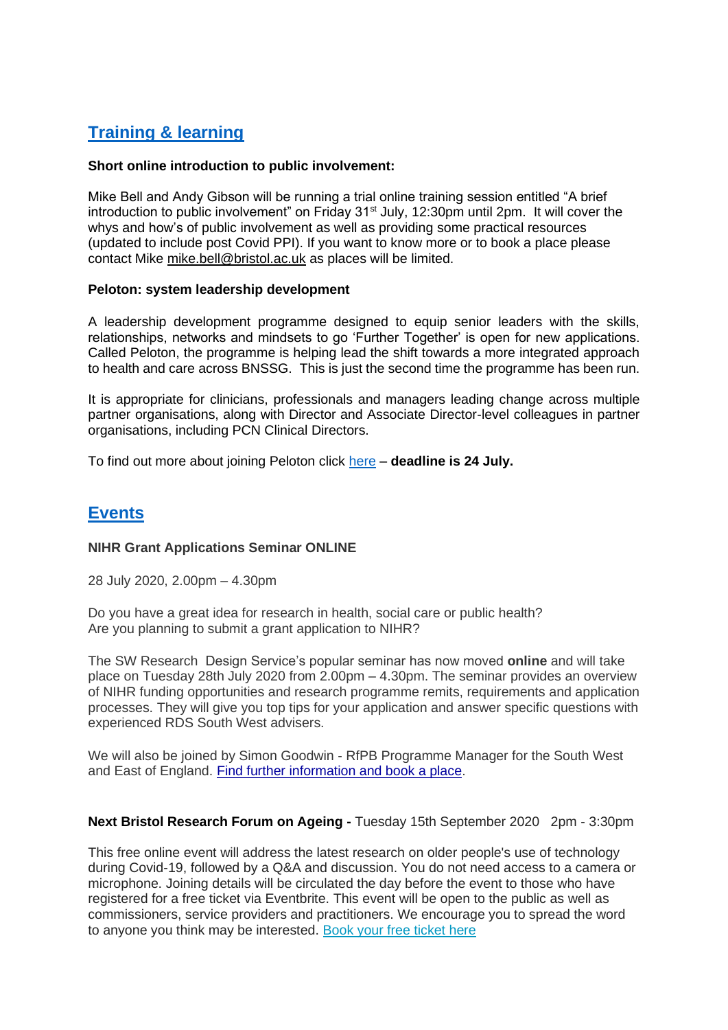## Training & learning

**Short online introduction to public involvement:**

Mike Bell and Andy Gibson will be running a trial online training session entitled "A brief introduction to public involvement" on Friday 31st July, 12:30pm until 2pm. It will cover the whys and how's of public involvement as well as providing some practical resources (updated to include post Covid PPI). If you want to know more or to book a place please contact Mike mike.bell@bristol.ac.uk as places will be limited.

**Peloton: system leadership development**

A leadership development programme designed to equip senior leaders with the skills, relationships, networks and mindsets to go 'Further Together' is open for new applications. Called Peloton, the programme is helping lead the shift towards a more integrated approach to health and care across BNSSG. This is just the second time the programme has been run.

It is appropriate for clinicians, professionals and managers leading change across multiple partner organisations, along with Director and Associate Director-level colleagues in partner organisations, including PCN Clinical Directors.

To find out more about joining Peloton click here – **deadline is 24 July.**

## Events

**NIHR Grant Applications Seminar ONLINE**

28 July 2020, 2.00pm – 4.30pm

Do you have a great idea for research in health, social care or public health?
Are you planning to submit a grant application to NIHR?

The SW Research Design Service's popular seminar has now moved **online** and will take place on Tuesday 28th July 2020 from 2.00pm – 4.30pm. The seminar provides an overview of NIHR funding opportunities and research programme remits, requirements and application processes. They will give you top tips for your application and answer specific questions with experienced RDS South West advisers.

We will also be joined by Simon Goodwin - RfPB Programme Manager for the South West and East of England. Find further information and book a place.

**Next Bristol Research Forum on Ageing -** Tuesday 15th September 2020 2pm - 3:30pm

This free online event will address the latest research on older people's use of technology during Covid-19, followed by a Q&A and discussion. You do not need access to a camera or microphone. Joining details will be circulated the day before the event to those who have registered for a free ticket via Eventbrite. This event will be open to the public as well as commissioners, service providers and practitioners. We encourage you to spread the word to anyone you think may be interested. Book your free ticket here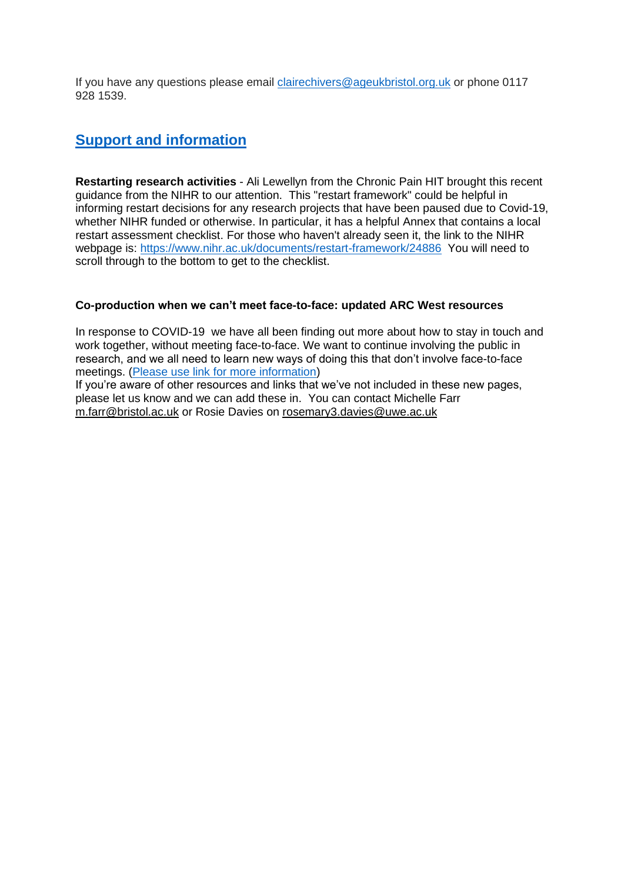If you have any questions please email clairechivers@ageukbristol.org.uk or phone 0117 928 1539.

## Support and information

**Restarting research activities** - Ali Lewellyn from the Chronic Pain HIT brought this recent guidance from the NIHR to our attention. This "restart framework" could be helpful in informing restart decisions for any research projects that have been paused due to Covid-19, whether NIHR funded or otherwise. In particular, it has a helpful Annex that contains a local restart assessment checklist. For those who haven't already seen it, the link to the NIHR webpage is: https://www.nihr.ac.uk/documents/restart-framework/24886 You will need to scroll through to the bottom to get to the checklist.

**Co-production when we can't meet face-to-face: updated ARC West resources**

In response to COVID-19 we have all been finding out more about how to stay in touch and work together, without meeting face-to-face. We want to continue involving the public in research, and we all need to learn new ways of doing this that don't involve face-to-face meetings. (Please use link for more information)
If you're aware of other resources and links that we've not included in these new pages, please let us know and we can add these in. You can contact Michelle Farr m.farr@bristol.ac.uk or Rosie Davies on rosemary3.davies@uwe.ac.uk